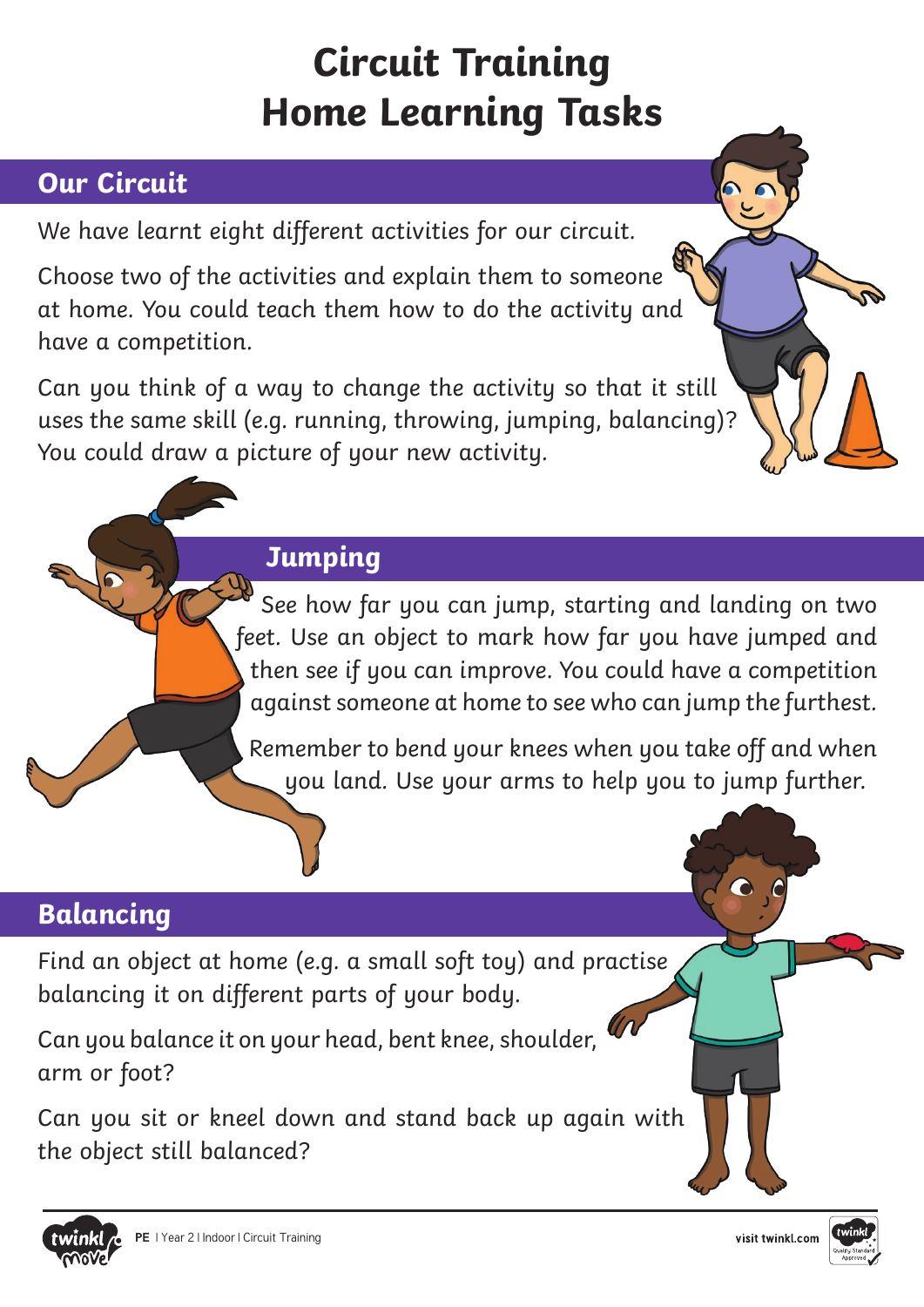# Circuit Training Home Learning Tasks

## Our Circuit

We have learnt eight different activities for our circuit.

Choose two of the activities and explain them to someone at home. You could teach them how to do the activity and have a competition.

Can you think of a way to change the activity so that it still uses the same skill (e.g. running, throwing, jumping, balancing)? You could draw a picture of your new activity.

## Jumping

See how far you can jump, starting and landing on two feet. Use an object to mark how far you have jumped and then see if you can improve. You could have a competition against someone at home to see who can jump the furthest.

Remember to bend your knees when you take off and when you land. Use your arms to help you to jump further.

## Balancing

Find an object at home (e.g. a small soft toy) and practise balancing it on different parts of your body.

Can you balance it on your head, bent knee, shoulder, arm or foot?

Can you sit or kneel down and stand back up again with the object still balanced?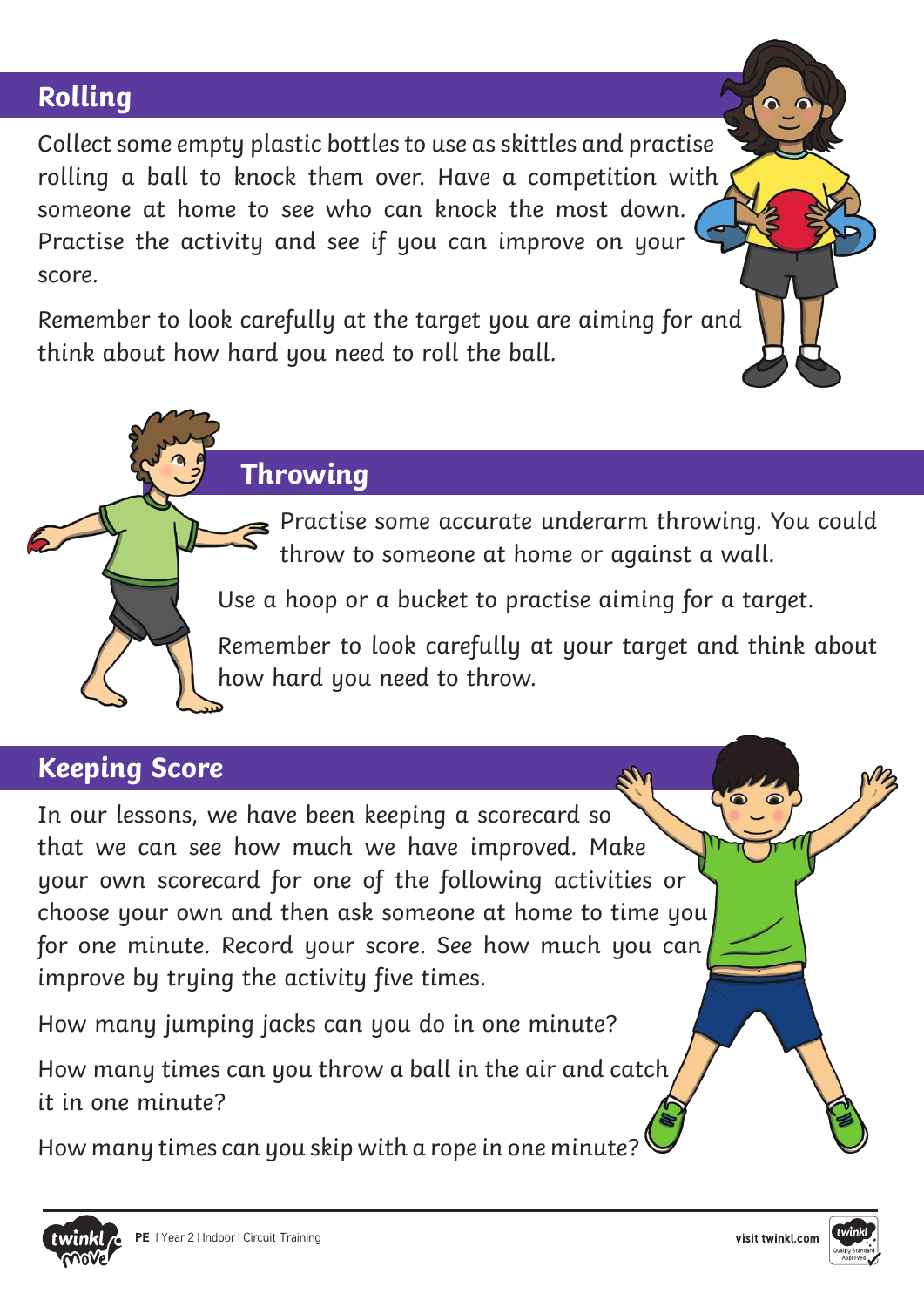## Rolling

Collect some empty plastic bottles to use as skittles and practise rolling a ball to knock them over. Have a competition with someone at home to see who can knock the most down. Practise the activity and see if you can improve on your score.

Remember to look carefully at the target you are aiming for and think about how hard you need to roll the ball.

## Throwing

Practise some accurate underarm throwing. You could throw to someone at home or against a wall.

Use a hoop or a bucket to practise aiming for a target.

Remember to look carefully at your target and think about how hard you need to throw.

## Keeping Score

In our lessons, we have been keeping a scorecard so that we can see how much we have improved. Make your own scorecard for one of the following activities or choose your own and then ask someone at home to time you for one minute. Record your score. See how much you can improve by trying the activity five times.

How many jumping jacks can you do in one minute?

How many times can you throw a ball in the air and catch it in one minute?

How many times can you skip with a rope in one minute?